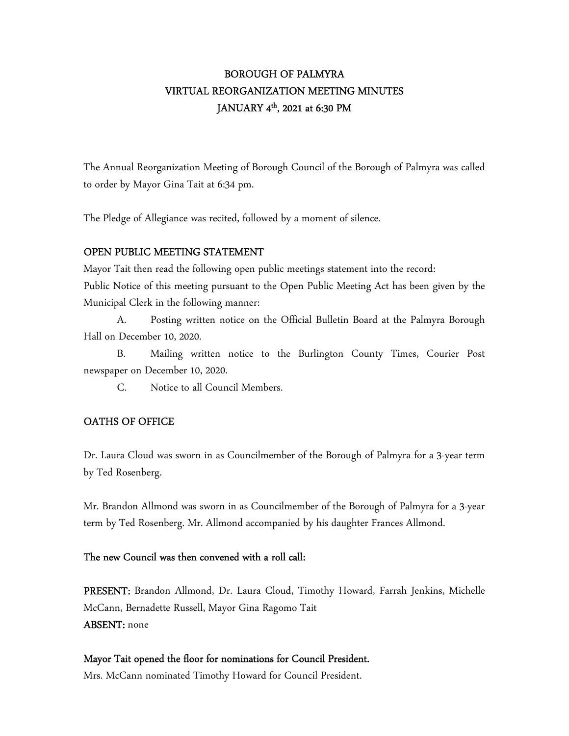# BOROUGH OF PALMYRA
# VIRTUAL REORGANIZATION MEETING MINUTES
# JANUARY 4th, 2021 at 6:30 PM

The Annual Reorganization Meeting of Borough Council of the Borough of Palmyra was called to order by Mayor Gina Tait at 6:34 pm.

The Pledge of Allegiance was recited, followed by a moment of silence.

## OPEN PUBLIC MEETING STATEMENT

Mayor Tait then read the following open public meetings statement into the record:
Public Notice of this meeting pursuant to the Open Public Meeting Act has been given by the Municipal Clerk in the following manner:

A. Posting written notice on the Official Bulletin Board at the Palmyra Borough Hall on December 10, 2020.

B. Mailing written notice to the Burlington County Times, Courier Post newspaper on December 10, 2020.

C. Notice to all Council Members.

## OATHS OF OFFICE

Dr. Laura Cloud was sworn in as Councilmember of the Borough of Palmyra for a 3-year term by Ted Rosenberg.

Mr. Brandon Allmond was sworn in as Councilmember of the Borough of Palmyra for a 3-year term by Ted Rosenberg. Mr. Allmond accompanied by his daughter Frances Allmond.

**The new Council was then convened with a roll call:**

**PRESENT:** Brandon Allmond, Dr. Laura Cloud, Timothy Howard, Farrah Jenkins, Michelle McCann, Bernadette Russell, Mayor Gina Ragomo Tait
**ABSENT:** none

**Mayor Tait opened the floor for nominations for Council President.**
Mrs. McCann nominated Timothy Howard for Council President.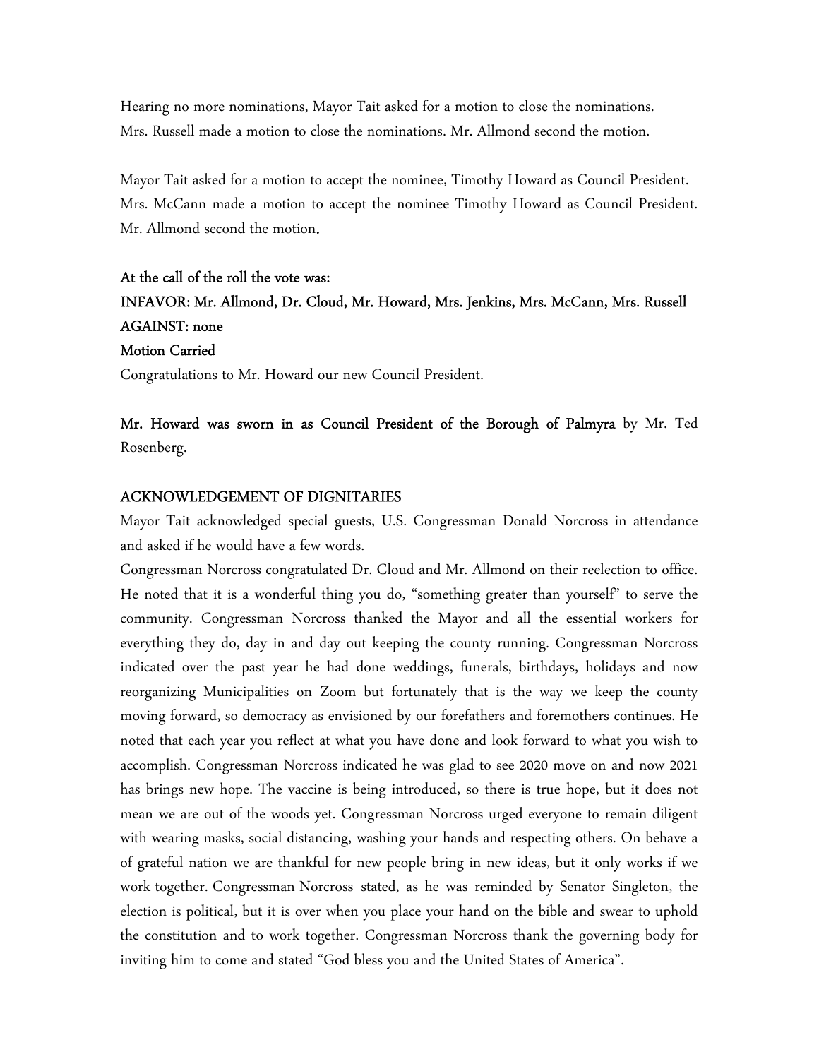Hearing no more nominations, Mayor Tait asked for a motion to close the nominations. Mrs. Russell made a motion to close the nominations. Mr. Allmond second the motion.

Mayor Tait asked for a motion to accept the nominee, Timothy Howard as Council President. Mrs. McCann made a motion to accept the nominee Timothy Howard as Council President. Mr. Allmond second the motion.

**At the call of the roll the vote was:**
**INFAVOR: Mr. Allmond, Dr. Cloud, Mr. Howard, Mrs. Jenkins, Mrs. McCann, Mrs. Russell**
**AGAINST: none**
**Motion Carried**
Congratulations to Mr. Howard our new Council President.

**Mr. Howard was sworn in as Council President of the Borough of Palmyra** by Mr. Ted Rosenberg.

## ACKNOWLEDGEMENT OF DIGNITARIES

Mayor Tait acknowledged special guests, U.S. Congressman Donald Norcross in attendance and asked if he would have a few words.
Congressman Norcross congratulated Dr. Cloud and Mr. Allmond on their reelection to office. He noted that it is a wonderful thing you do, "something greater than yourself" to serve the community. Congressman Norcross thanked the Mayor and all the essential workers for everything they do, day in and day out keeping the county running. Congressman Norcross indicated over the past year he had done weddings, funerals, birthdays, holidays and now reorganizing Municipalities on Zoom but fortunately that is the way we keep the county moving forward, so democracy as envisioned by our forefathers and foremothers continues. He noted that each year you reflect at what you have done and look forward to what you wish to accomplish. Congressman Norcross indicated he was glad to see 2020 move on and now 2021 has brings new hope. The vaccine is being introduced, so there is true hope, but it does not mean we are out of the woods yet. Congressman Norcross urged everyone to remain diligent with wearing masks, social distancing, washing your hands and respecting others. On behave a of grateful nation we are thankful for new people bring in new ideas, but it only works if we work together. Congressman Norcross stated, as he was reminded by Senator Singleton, the election is political, but it is over when you place your hand on the bible and swear to uphold the constitution and to work together. Congressman Norcross thank the governing body for inviting him to come and stated "God bless you and the United States of America".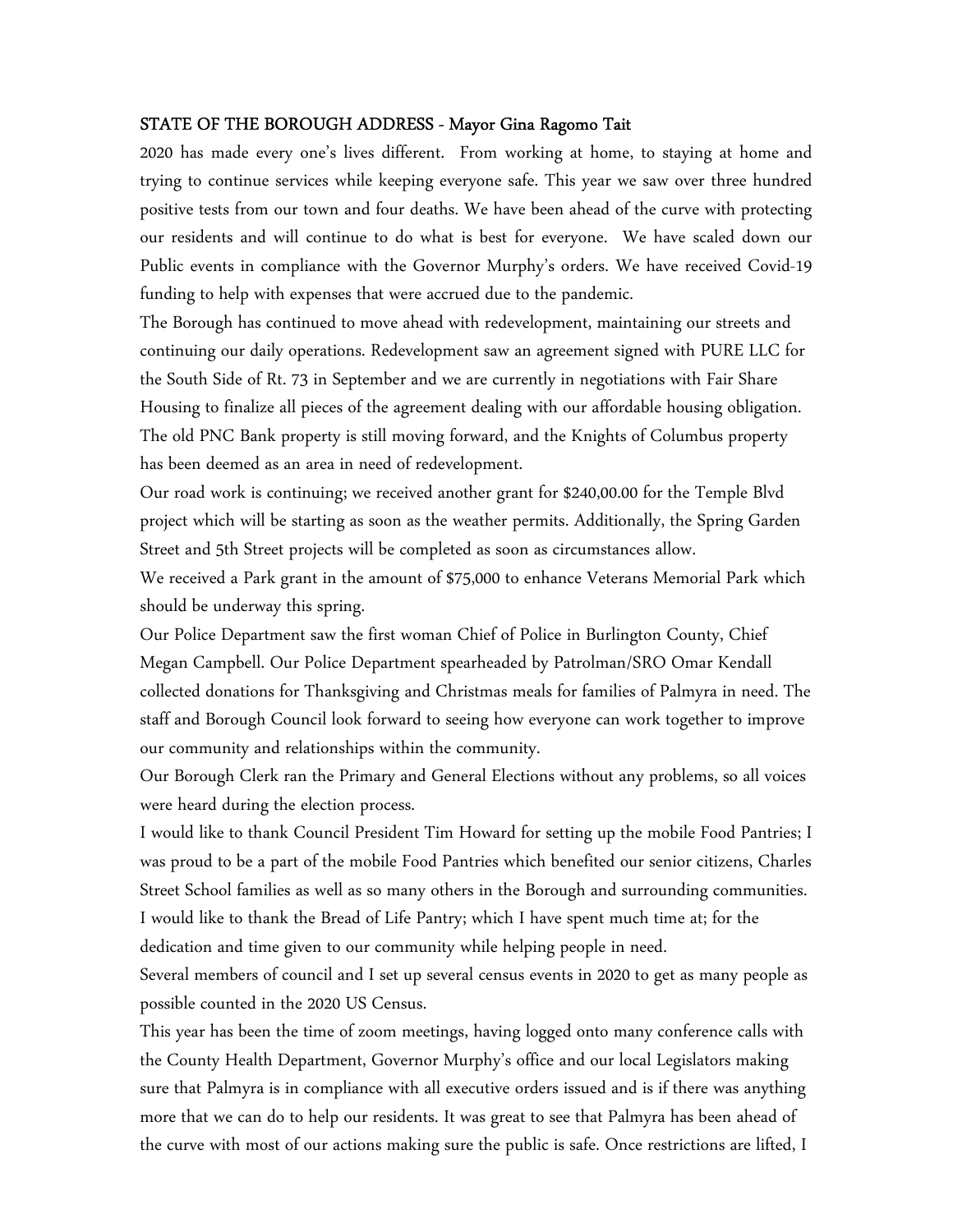**STATE OF THE BOROUGH ADDRESS - Mayor Gina Ragomo Tait**

2020 has made every one's lives different. From working at home, to staying at home and trying to continue services while keeping everyone safe. This year we saw over three hundred positive tests from our town and four deaths. We have been ahead of the curve with protecting our residents and will continue to do what is best for everyone. We have scaled down our Public events in compliance with the Governor Murphy's orders. We have received Covid-19 funding to help with expenses that were accrued due to the pandemic.

The Borough has continued to move ahead with redevelopment, maintaining our streets and continuing our daily operations. Redevelopment saw an agreement signed with PURE LLC for the South Side of Rt. 73 in September and we are currently in negotiations with Fair Share Housing to finalize all pieces of the agreement dealing with our affordable housing obligation. The old PNC Bank property is still moving forward, and the Knights of Columbus property has been deemed as an area in need of redevelopment.

Our road work is continuing; we received another grant for $240,00.00 for the Temple Blvd project which will be starting as soon as the weather permits. Additionally, the Spring Garden Street and 5th Street projects will be completed as soon as circumstances allow.

We received a Park grant in the amount of $75,000 to enhance Veterans Memorial Park which should be underway this spring.

Our Police Department saw the first woman Chief of Police in Burlington County, Chief Megan Campbell. Our Police Department spearheaded by Patrolman/SRO Omar Kendall collected donations for Thanksgiving and Christmas meals for families of Palmyra in need. The staff and Borough Council look forward to seeing how everyone can work together to improve our community and relationships within the community.

Our Borough Clerk ran the Primary and General Elections without any problems, so all voices were heard during the election process.

I would like to thank Council President Tim Howard for setting up the mobile Food Pantries; I was proud to be a part of the mobile Food Pantries which benefited our senior citizens, Charles Street School families as well as so many others in the Borough and surrounding communities. I would like to thank the Bread of Life Pantry; which I have spent much time at; for the dedication and time given to our community while helping people in need.

Several members of council and I set up several census events in 2020 to get as many people as possible counted in the 2020 US Census.

This year has been the time of zoom meetings, having logged onto many conference calls with the County Health Department, Governor Murphy's office and our local Legislators making sure that Palmyra is in compliance with all executive orders issued and is if there was anything more that we can do to help our residents. It was great to see that Palmyra has been ahead of the curve with most of our actions making sure the public is safe. Once restrictions are lifted, I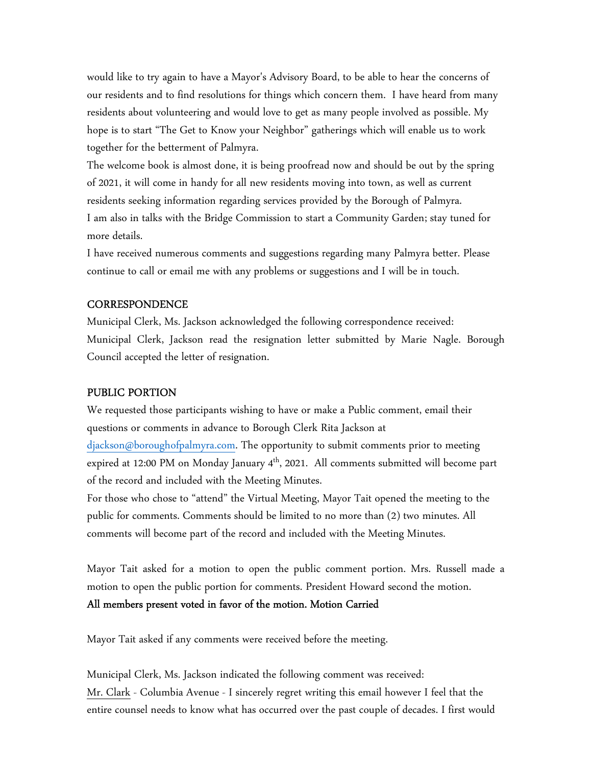would like to try again to have a Mayor's Advisory Board, to be able to hear the concerns of our residents and to find resolutions for things which concern them. I have heard from many residents about volunteering and would love to get as many people involved as possible. My hope is to start "The Get to Know your Neighbor" gatherings which will enable us to work together for the betterment of Palmyra.

The welcome book is almost done, it is being proofread now and should be out by the spring of 2021, it will come in handy for all new residents moving into town, as well as current residents seeking information regarding services provided by the Borough of Palmyra.

I am also in talks with the Bridge Commission to start a Community Garden; stay tuned for more details.

I have received numerous comments and suggestions regarding many Palmyra better. Please continue to call or email me with any problems or suggestions and I will be in touch.

## CORRESPONDENCE

Municipal Clerk, Ms. Jackson acknowledged the following correspondence received:

Municipal Clerk, Jackson read the resignation letter submitted by Marie Nagle. Borough Council accepted the letter of resignation.

## PUBLIC PORTION

We requested those participants wishing to have or make a Public comment, email their questions or comments in advance to Borough Clerk Rita Jackson at djackson@boroughofpalmyra.com. The opportunity to submit comments prior to meeting expired at 12:00 PM on Monday January 4th, 2021. All comments submitted will become part of the record and included with the Meeting Minutes.

For those who chose to "attend" the Virtual Meeting, Mayor Tait opened the meeting to the public for comments. Comments should be limited to no more than (2) two minutes. All comments will become part of the record and included with the Meeting Minutes.

Mayor Tait asked for a motion to open the public comment portion. Mrs. Russell made a motion to open the public portion for comments. President Howard second the motion.

**All members present voted in favor of the motion. Motion Carried**

Mayor Tait asked if any comments were received before the meeting.

Municipal Clerk, Ms. Jackson indicated the following comment was received:

Mr. Clark - Columbia Avenue - I sincerely regret writing this email however I feel that the entire counsel needs to know what has occurred over the past couple of decades. I first would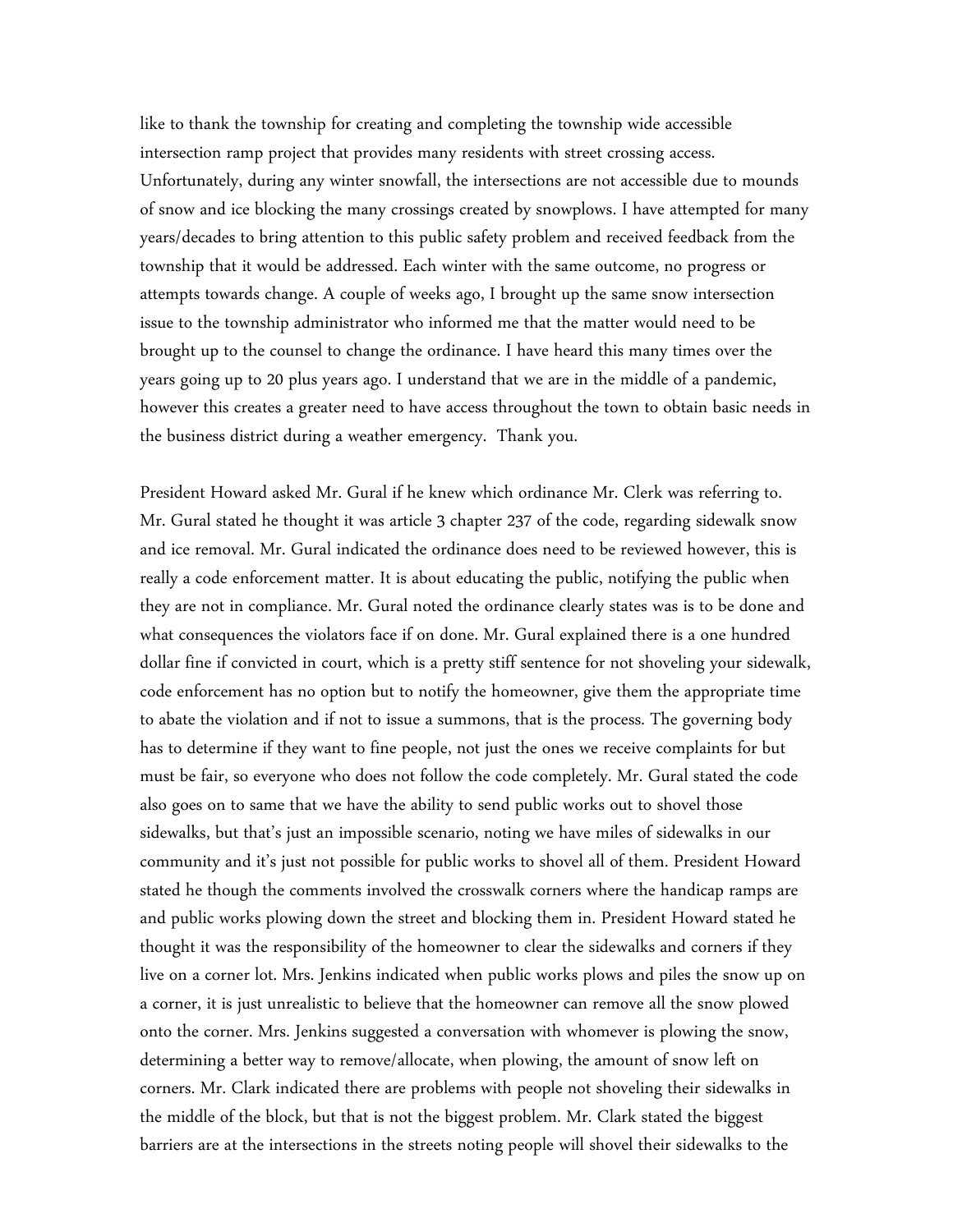like to thank the township for creating and completing the township wide accessible intersection ramp project that provides many residents with street crossing access. Unfortunately, during any winter snowfall, the intersections are not accessible due to mounds of snow and ice blocking the many crossings created by snowplows. I have attempted for many years/decades to bring attention to this public safety problem and received feedback from the township that it would be addressed. Each winter with the same outcome, no progress or attempts towards change. A couple of weeks ago, I brought up the same snow intersection issue to the township administrator who informed me that the matter would need to be brought up to the counsel to change the ordinance. I have heard this many times over the years going up to 20 plus years ago. I understand that we are in the middle of a pandemic, however this creates a greater need to have access throughout the town to obtain basic needs in the business district during a weather emergency. Thank you.

President Howard asked Mr. Gural if he knew which ordinance Mr. Clerk was referring to. Mr. Gural stated he thought it was article 3 chapter 237 of the code, regarding sidewalk snow and ice removal. Mr. Gural indicated the ordinance does need to be reviewed however, this is really a code enforcement matter. It is about educating the public, notifying the public when they are not in compliance. Mr. Gural noted the ordinance clearly states was is to be done and what consequences the violators face if on done. Mr. Gural explained there is a one hundred dollar fine if convicted in court, which is a pretty stiff sentence for not shoveling your sidewalk, code enforcement has no option but to notify the homeowner, give them the appropriate time to abate the violation and if not to issue a summons, that is the process. The governing body has to determine if they want to fine people, not just the ones we receive complaints for but must be fair, so everyone who does not follow the code completely. Mr. Gural stated the code also goes on to same that we have the ability to send public works out to shovel those sidewalks, but that's just an impossible scenario, noting we have miles of sidewalks in our community and it's just not possible for public works to shovel all of them. President Howard stated he though the comments involved the crosswalk corners where the handicap ramps are and public works plowing down the street and blocking them in. President Howard stated he thought it was the responsibility of the homeowner to clear the sidewalks and corners if they live on a corner lot. Mrs. Jenkins indicated when public works plows and piles the snow up on a corner, it is just unrealistic to believe that the homeowner can remove all the snow plowed onto the corner. Mrs. Jenkins suggested a conversation with whomever is plowing the snow, determining a better way to remove/allocate, when plowing, the amount of snow left on corners. Mr. Clark indicated there are problems with people not shoveling their sidewalks in the middle of the block, but that is not the biggest problem. Mr. Clark stated the biggest barriers are at the intersections in the streets noting people will shovel their sidewalks to the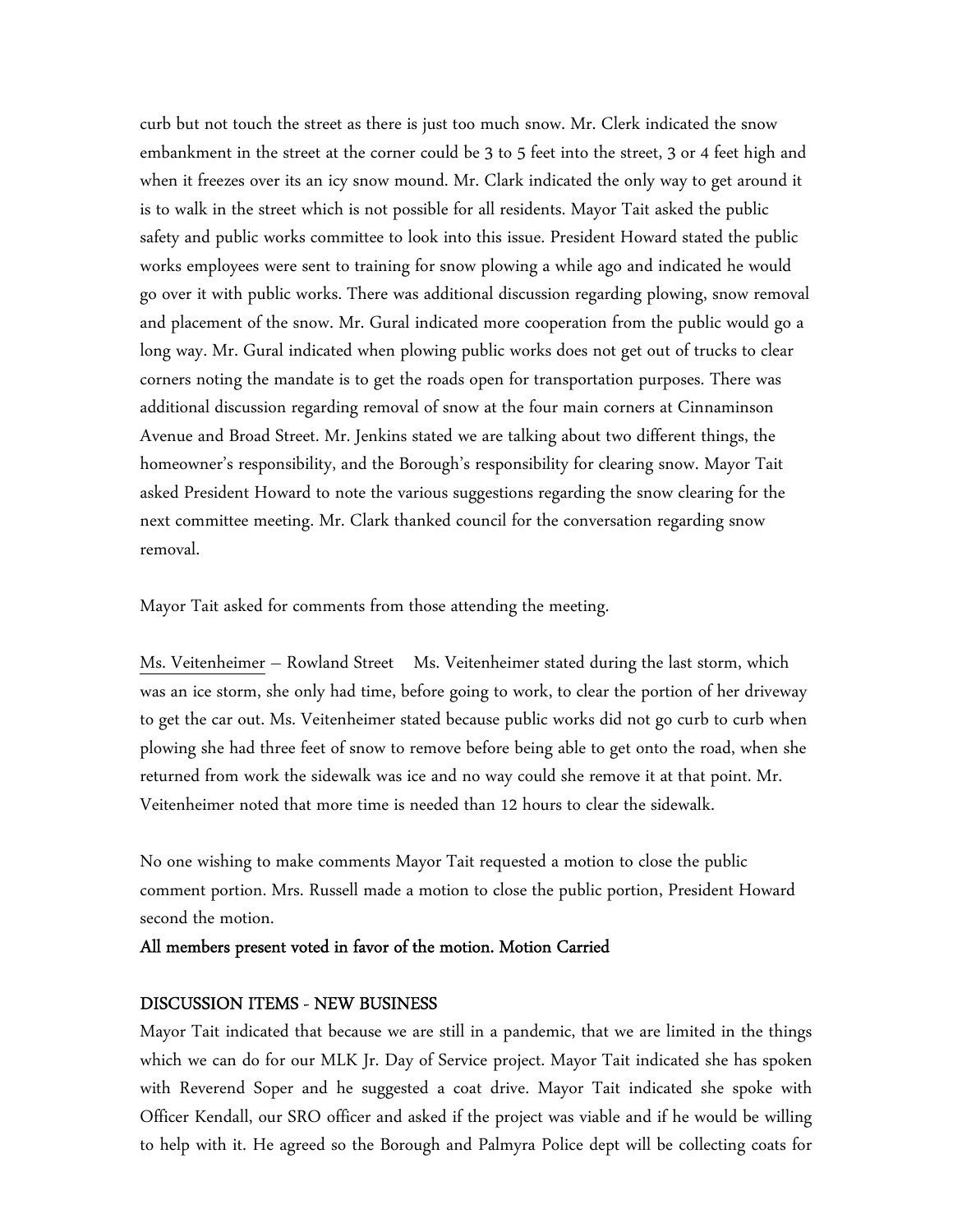curb but not touch the street as there is just too much snow. Mr. Clerk indicated the snow embankment in the street at the corner could be 3 to 5 feet into the street, 3 or 4 feet high and when it freezes over its an icy snow mound. Mr. Clark indicated the only way to get around it is to walk in the street which is not possible for all residents. Mayor Tait asked the public safety and public works committee to look into this issue. President Howard stated the public works employees were sent to training for snow plowing a while ago and indicated he would go over it with public works. There was additional discussion regarding plowing, snow removal and placement of the snow. Mr. Gural indicated more cooperation from the public would go a long way. Mr. Gural indicated when plowing public works does not get out of trucks to clear corners noting the mandate is to get the roads open for transportation purposes. There was additional discussion regarding removal of snow at the four main corners at Cinnaminson Avenue and Broad Street. Mr. Jenkins stated we are talking about two different things, the homeowner's responsibility, and the Borough's responsibility for clearing snow. Mayor Tait asked President Howard to note the various suggestions regarding the snow clearing for the next committee meeting. Mr. Clark thanked council for the conversation regarding snow removal.

Mayor Tait asked for comments from those attending the meeting.

<u>Ms. Veitenheimer</u> – Rowland Street Ms. Veitenheimer stated during the last storm, which was an ice storm, she only had time, before going to work, to clear the portion of her driveway to get the car out. Ms. Veitenheimer stated because public works did not go curb to curb when plowing she had three feet of snow to remove before being able to get onto the road, when she returned from work the sidewalk was ice and no way could she remove it at that point. Mr. Veitenheimer noted that more time is needed than 12 hours to clear the sidewalk.

No one wishing to make comments Mayor Tait requested a motion to close the public comment portion. Mrs. Russell made a motion to close the public portion, President Howard second the motion.

**All members present voted in favor of the motion. Motion Carried**

**DISCUSSION ITEMS - NEW BUSINESS**

Mayor Tait indicated that because we are still in a pandemic, that we are limited in the things which we can do for our MLK Jr. Day of Service project. Mayor Tait indicated she has spoken with Reverend Soper and he suggested a coat drive. Mayor Tait indicated she spoke with Officer Kendall, our SRO officer and asked if the project was viable and if he would be willing to help with it. He agreed so the Borough and Palmyra Police dept will be collecting coats for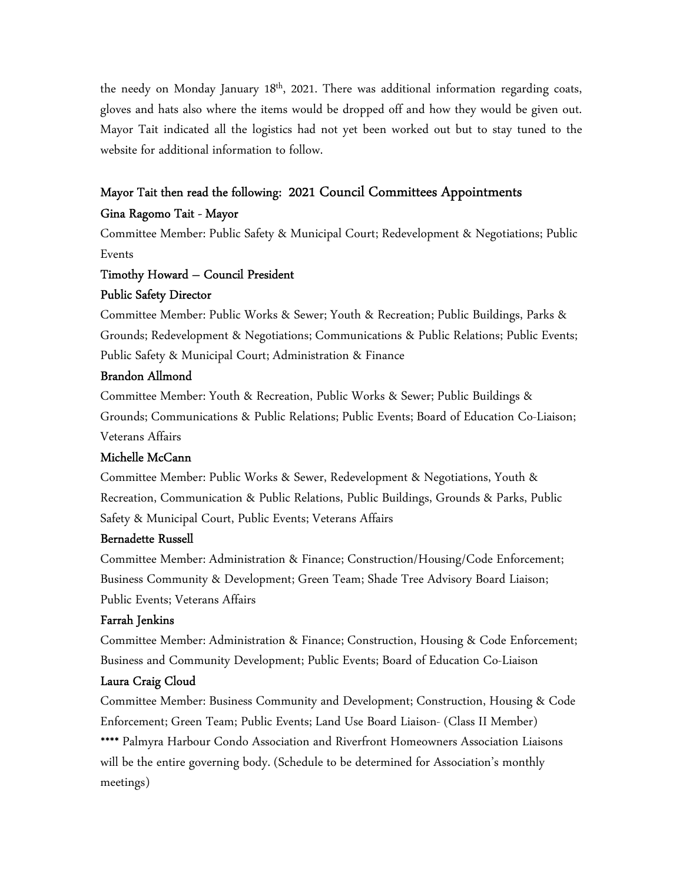the needy on Monday January 18th, 2021. There was additional information regarding coats, gloves and hats also where the items would be dropped off and how they would be given out. Mayor Tait indicated all the logistics had not yet been worked out but to stay tuned to the website for additional information to follow.

**Mayor Tait then read the following: 2021 Council Committees Appointments**

**Gina Ragomo Tait - Mayor**

Committee Member: Public Safety & Municipal Court; Redevelopment & Negotiations; Public Events

**Timothy Howard – Council President**

**Public Safety Director**

Committee Member: Public Works & Sewer; Youth & Recreation; Public Buildings, Parks & Grounds; Redevelopment & Negotiations; Communications & Public Relations; Public Events; Public Safety & Municipal Court; Administration & Finance

**Brandon Allmond**

Committee Member: Youth & Recreation, Public Works & Sewer; Public Buildings & Grounds; Communications & Public Relations; Public Events; Board of Education Co-Liaison; Veterans Affairs

**Michelle McCann**

Committee Member: Public Works & Sewer, Redevelopment & Negotiations, Youth & Recreation, Communication & Public Relations, Public Buildings, Grounds & Parks, Public Safety & Municipal Court, Public Events; Veterans Affairs

**Bernadette Russell**

Committee Member: Administration & Finance; Construction/Housing/Code Enforcement; Business Community & Development; Green Team; Shade Tree Advisory Board Liaison; Public Events; Veterans Affairs

**Farrah Jenkins**

Committee Member: Administration & Finance; Construction, Housing & Code Enforcement; Business and Community Development; Public Events; Board of Education Co-Liaison

**Laura Craig Cloud**

Committee Member: Business Community and Development; Construction, Housing & Code Enforcement; Green Team; Public Events; Land Use Board Liaison- (Class II Member)

**** Palmyra Harbour Condo Association and Riverfront Homeowners Association Liaisons will be the entire governing body. (Schedule to be determined for Association's monthly meetings)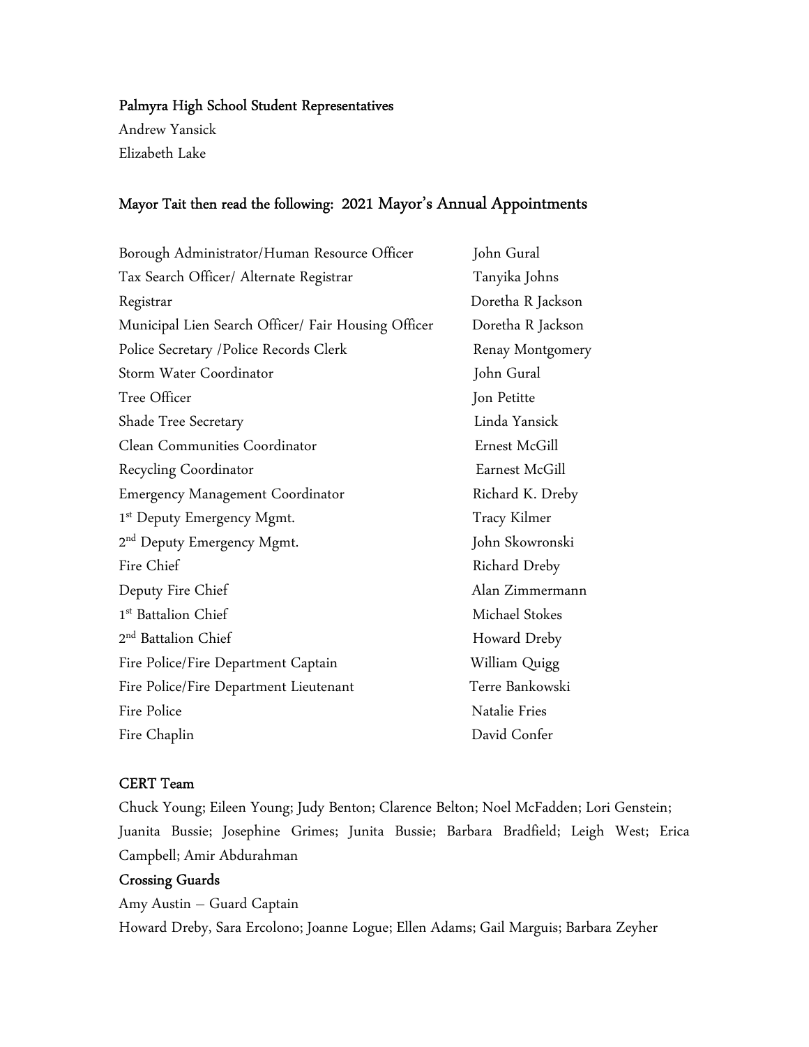**Palmyra High School Student Representatives**

Andrew Yansick
Elizabeth Lake

**Mayor Tait then read the following: 2021 Mayor's Annual Appointments**

| | |
|---|---|
| Borough Administrator/Human Resource Officer | John Gural |
| Tax Search Officer/ Alternate Registrar | Tanyika Johns |
| Registrar | Doretha R Jackson |
| Municipal Lien Search Officer/ Fair Housing Officer | Doretha R Jackson |
| Police Secretary /Police Records Clerk | Renay Montgomery |
| Storm Water Coordinator | John Gural |
| Tree Officer | Jon Petitte |
| Shade Tree Secretary | Linda Yansick |
| Clean Communities Coordinator | Ernest McGill |
| Recycling Coordinator | Earnest McGill |
| Emergency Management Coordinator | Richard K. Dreby |
| 1st Deputy Emergency Mgmt. | Tracy Kilmer |
| 2nd Deputy Emergency Mgmt. | John Skowronski |
| Fire Chief | Richard Dreby |
| Deputy Fire Chief | Alan Zimmermann |
| 1st Battalion Chief | Michael Stokes |
| 2nd Battalion Chief | Howard Dreby |
| Fire Police/Fire Department Captain | William Quigg |
| Fire Police/Fire Department Lieutenant | Terre Bankowski |
| Fire Police | Natalie Fries |
| Fire Chaplin | David Confer |

**CERT Team**

Chuck Young; Eileen Young; Judy Benton; Clarence Belton; Noel McFadden; Lori Genstein; Juanita Bussie; Josephine Grimes; Junita Bussie; Barbara Bradfield; Leigh West; Erica Campbell; Amir Abdurahman

**Crossing Guards**

Amy Austin – Guard Captain
Howard Dreby, Sara Ercolono; Joanne Logue; Ellen Adams; Gail Marguis; Barbara Zeyher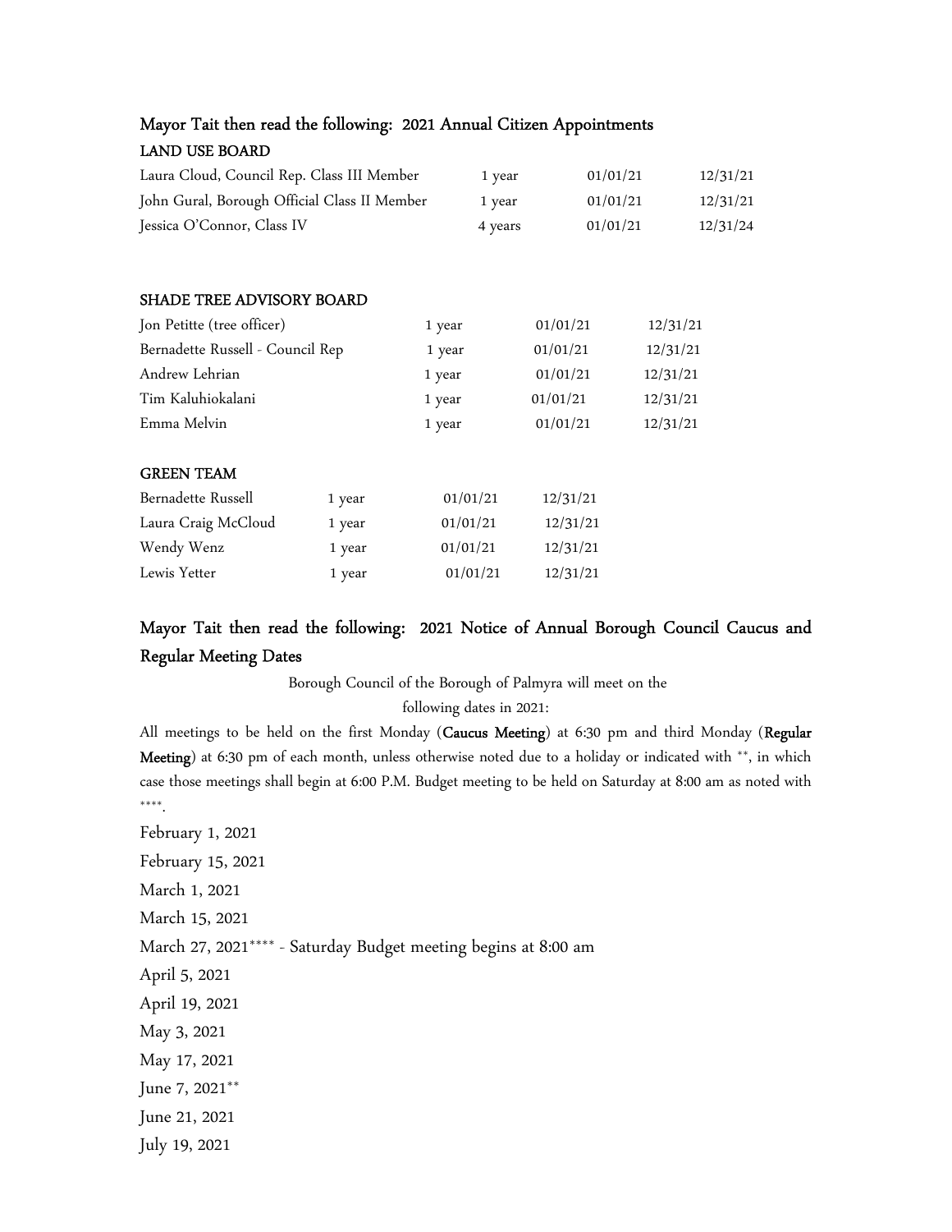## Mayor Tait then read the following: 2021 Annual Citizen Appointments

### LAND USE BOARD

| | | | |
|---|---|---|---|
| Laura Cloud, Council Rep. Class III Member | 1 year | 01/01/21 | 12/31/21 |
| John Gural, Borough Official Class II Member | 1 year | 01/01/21 | 12/31/21 |
| Jessica O'Connor, Class IV | 4 years | 01/01/21 | 12/31/24 |

### SHADE TREE ADVISORY BOARD

| | | | |
|---|---|---|---|
| Jon Petitte (tree officer) | 1 year | 01/01/21 | 12/31/21 |
| Bernadette Russell - Council Rep | 1 year | 01/01/21 | 12/31/21 |
| Andrew Lehrian | 1 year | 01/01/21 | 12/31/21 |
| Tim Kaluhiokalani | 1 year | 01/01/21 | 12/31/21 |
| Emma Melvin | 1 year | 01/01/21 | 12/31/21 |

### GREEN TEAM

| | | | |
|---|---|---|---|
| Bernadette Russell | 1 year | 01/01/21 | 12/31/21 |
| Laura Craig McCloud | 1 year | 01/01/21 | 12/31/21 |
| Wendy Wenz | 1 year | 01/01/21 | 12/31/21 |
| Lewis Yetter | 1 year | 01/01/21 | 12/31/21 |

## Mayor Tait then read the following: 2021 Notice of Annual Borough Council Caucus and Regular Meeting Dates

Borough Council of the Borough of Palmyra will meet on the following dates in 2021:

All meetings to be held on the first Monday (**Caucus Meeting**) at 6:30 pm and third Monday (**Regular Meeting**) at 6:30 pm of each month, unless otherwise noted due to a holiday or indicated with **, in which case those meetings shall begin at 6:00 P.M. Budget meeting to be held on Saturday at 8:00 am as noted with ****.

February 1, 2021

February 15, 2021

March 1, 2021

March 15, 2021

March 27, 2021**** - Saturday Budget meeting begins at 8:00 am

April 5, 2021

April 19, 2021

May 3, 2021

May 17, 2021

June 7, 2021**

June 21, 2021

July 19, 2021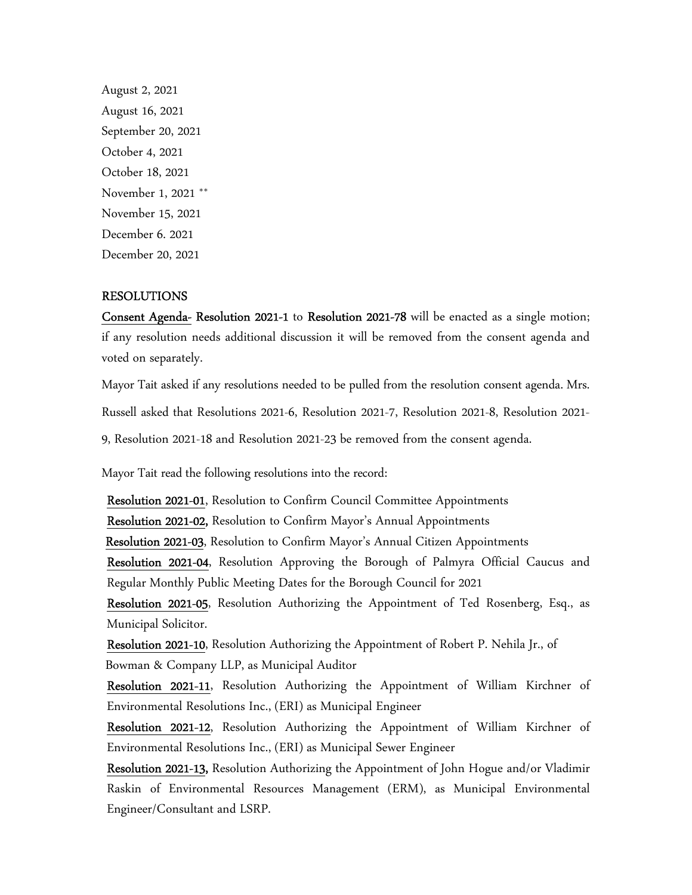August 2, 2021
August 16, 2021
September 20, 2021
October 4, 2021
October 18, 2021
November 1, 2021 **
November 15, 2021
December 6. 2021
December 20, 2021

## RESOLUTIONS

**Consent Agenda- Resolution 2021-1** to **Resolution 2021-78** will be enacted as a single motion; if any resolution needs additional discussion it will be removed from the consent agenda and voted on separately.

Mayor Tait asked if any resolutions needed to be pulled from the resolution consent agenda. Mrs. Russell asked that Resolutions 2021-6, Resolution 2021-7, Resolution 2021-8, Resolution 2021-9, Resolution 2021-18 and Resolution 2021-23 be removed from the consent agenda.

Mayor Tait read the following resolutions into the record:

**Resolution 2021-01**, Resolution to Confirm Council Committee Appointments

**Resolution 2021-02,** Resolution to Confirm Mayor's Annual Appointments

**Resolution 2021-03**, Resolution to Confirm Mayor's Annual Citizen Appointments

**Resolution 2021-04**, Resolution Approving the Borough of Palmyra Official Caucus and Regular Monthly Public Meeting Dates for the Borough Council for 2021

**Resolution 2021-05**, Resolution Authorizing the Appointment of Ted Rosenberg, Esq., as Municipal Solicitor.

**Resolution 2021-10**, Resolution Authorizing the Appointment of Robert P. Nehila Jr., of Bowman & Company LLP, as Municipal Auditor

**Resolution 2021-11**, Resolution Authorizing the Appointment of William Kirchner of Environmental Resolutions Inc., (ERI) as Municipal Engineer

**Resolution 2021-12**, Resolution Authorizing the Appointment of William Kirchner of Environmental Resolutions Inc., (ERI) as Municipal Sewer Engineer

**Resolution 2021-13,** Resolution Authorizing the Appointment of John Hogue and/or Vladimir Raskin of Environmental Resources Management (ERM), as Municipal Environmental Engineer/Consultant and LSRP.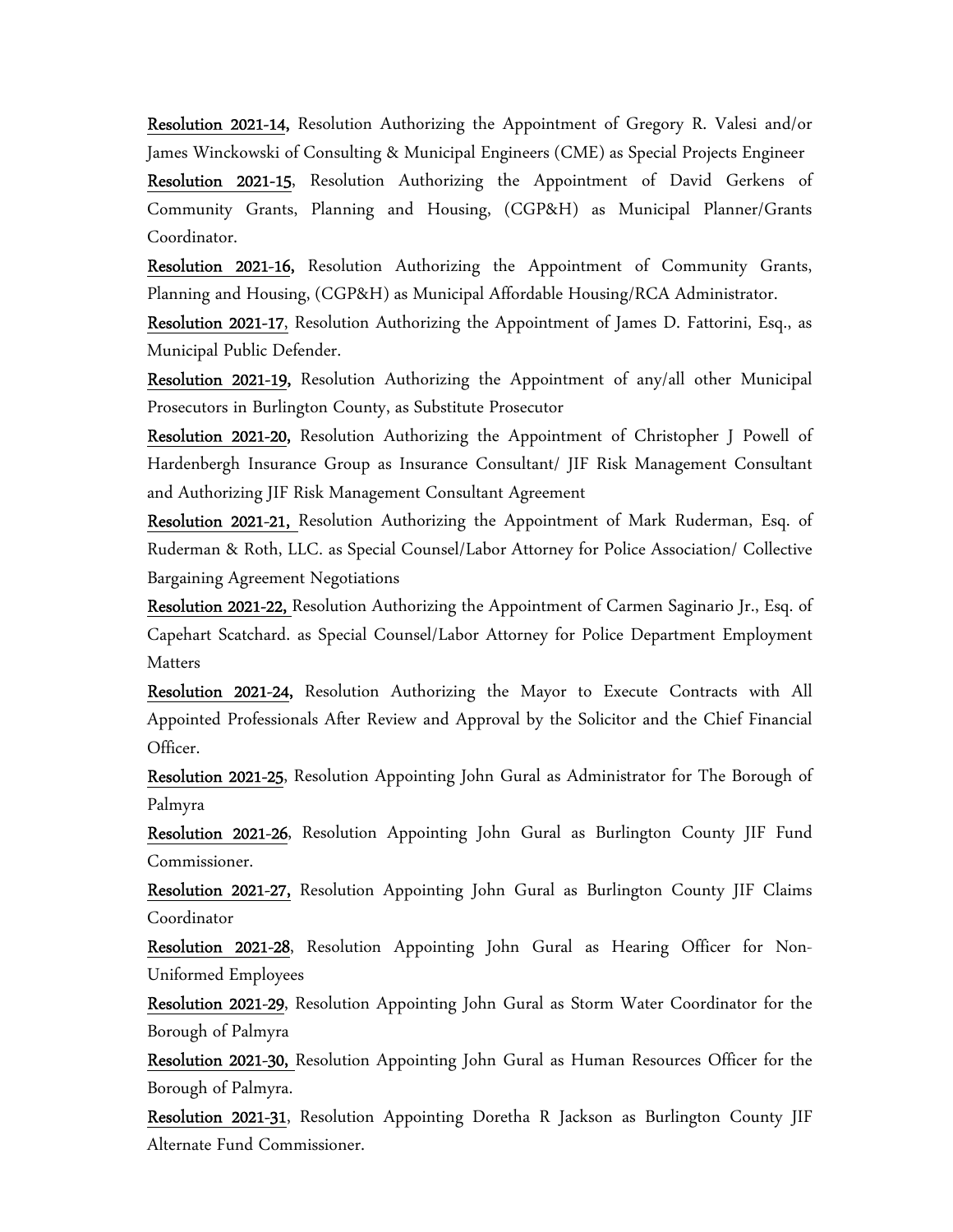**Resolution 2021-14,** Resolution Authorizing the Appointment of Gregory R. Valesi and/or James Winckowski of Consulting & Municipal Engineers (CME) as Special Projects Engineer

**Resolution 2021-15**, Resolution Authorizing the Appointment of David Gerkens of Community Grants, Planning and Housing, (CGP&H) as Municipal Planner/Grants Coordinator.

**Resolution 2021-16,** Resolution Authorizing the Appointment of Community Grants, Planning and Housing, (CGP&H) as Municipal Affordable Housing/RCA Administrator.

**Resolution 2021-17**, Resolution Authorizing the Appointment of James D. Fattorini, Esq., as Municipal Public Defender.

**Resolution 2021-19,** Resolution Authorizing the Appointment of any/all other Municipal Prosecutors in Burlington County, as Substitute Prosecutor

**Resolution 2021-20,** Resolution Authorizing the Appointment of Christopher J Powell of Hardenbergh Insurance Group as Insurance Consultant/ JIF Risk Management Consultant and Authorizing JIF Risk Management Consultant Agreement

**Resolution 2021-21,** Resolution Authorizing the Appointment of Mark Ruderman, Esq. of Ruderman & Roth, LLC. as Special Counsel/Labor Attorney for Police Association/ Collective Bargaining Agreement Negotiations

**Resolution 2021-22,** Resolution Authorizing the Appointment of Carmen Saginario Jr., Esq. of Capehart Scatchard. as Special Counsel/Labor Attorney for Police Department Employment Matters

**Resolution 2021-24,** Resolution Authorizing the Mayor to Execute Contracts with All Appointed Professionals After Review and Approval by the Solicitor and the Chief Financial Officer.

**Resolution 2021-25**, Resolution Appointing John Gural as Administrator for The Borough of Palmyra

**Resolution 2021-26**, Resolution Appointing John Gural as Burlington County JIF Fund Commissioner.

**Resolution 2021-27,** Resolution Appointing John Gural as Burlington County JIF Claims Coordinator

**Resolution 2021-28**, Resolution Appointing John Gural as Hearing Officer for Non-Uniformed Employees

**Resolution 2021-29**, Resolution Appointing John Gural as Storm Water Coordinator for the Borough of Palmyra

**Resolution 2021-30,** Resolution Appointing John Gural as Human Resources Officer for the Borough of Palmyra.

**Resolution 2021-31**, Resolution Appointing Doretha R Jackson as Burlington County JIF Alternate Fund Commissioner.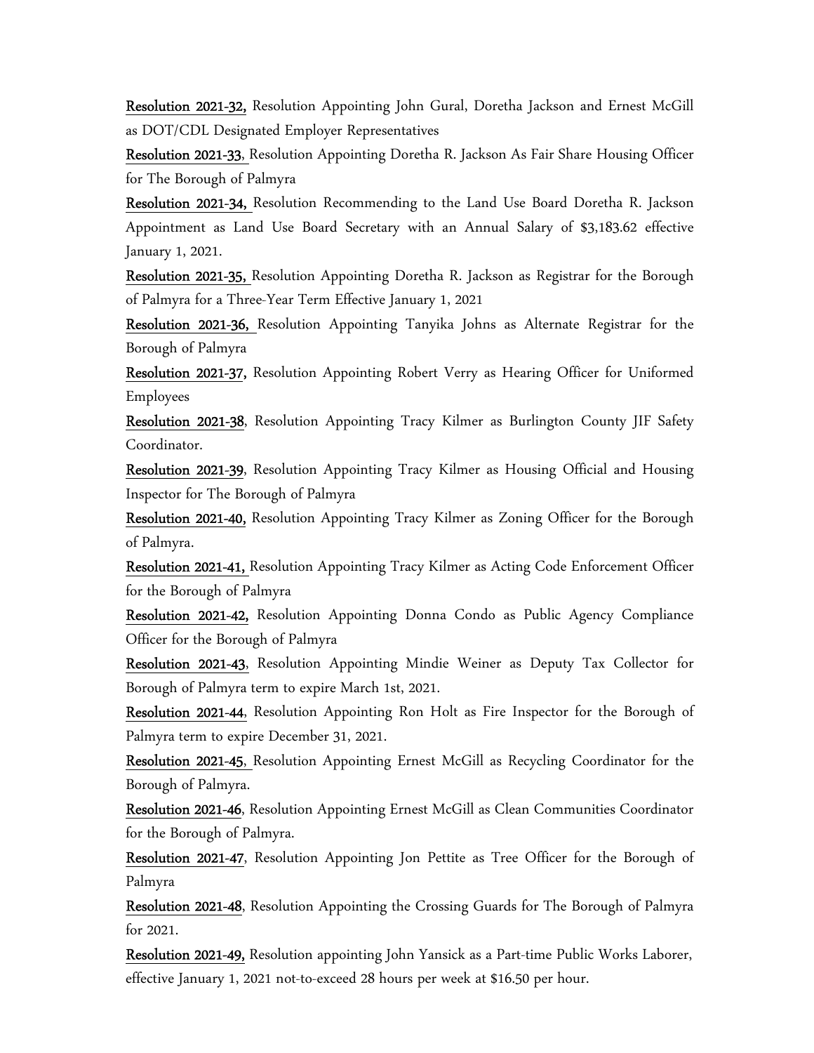**Resolution 2021-32,** Resolution Appointing John Gural, Doretha Jackson and Ernest McGill as DOT/CDL Designated Employer Representatives

**Resolution 2021-33**, Resolution Appointing Doretha R. Jackson As Fair Share Housing Officer for The Borough of Palmyra

**Resolution 2021-34,** Resolution Recommending to the Land Use Board Doretha R. Jackson Appointment as Land Use Board Secretary with an Annual Salary of $3,183.62 effective January 1, 2021.

**Resolution 2021-35,** Resolution Appointing Doretha R. Jackson as Registrar for the Borough of Palmyra for a Three-Year Term Effective January 1, 2021

**Resolution 2021-36,** Resolution Appointing Tanyika Johns as Alternate Registrar for the Borough of Palmyra

**Resolution 2021-37,** Resolution Appointing Robert Verry as Hearing Officer for Uniformed Employees

**Resolution 2021-38**, Resolution Appointing Tracy Kilmer as Burlington County JIF Safety Coordinator.

**Resolution 2021-39**, Resolution Appointing Tracy Kilmer as Housing Official and Housing Inspector for The Borough of Palmyra

**Resolution 2021-40,** Resolution Appointing Tracy Kilmer as Zoning Officer for the Borough of Palmyra.

**Resolution 2021-41,** Resolution Appointing Tracy Kilmer as Acting Code Enforcement Officer for the Borough of Palmyra

**Resolution 2021-42,** Resolution Appointing Donna Condo as Public Agency Compliance Officer for the Borough of Palmyra

**Resolution 2021-43**, Resolution Appointing Mindie Weiner as Deputy Tax Collector for Borough of Palmyra term to expire March 1st, 2021.

**Resolution 2021-44**, Resolution Appointing Ron Holt as Fire Inspector for the Borough of Palmyra term to expire December 31, 2021.

**Resolution 2021-45,** Resolution Appointing Ernest McGill as Recycling Coordinator for the Borough of Palmyra.

**Resolution 2021-46**, Resolution Appointing Ernest McGill as Clean Communities Coordinator for the Borough of Palmyra.

**Resolution 2021-47**, Resolution Appointing Jon Pettite as Tree Officer for the Borough of Palmyra

**Resolution 2021-48**, Resolution Appointing the Crossing Guards for The Borough of Palmyra for 2021.

**Resolution 2021-49,** Resolution appointing John Yansick as a Part-time Public Works Laborer, effective January 1, 2021 not-to-exceed 28 hours per week at $16.50 per hour.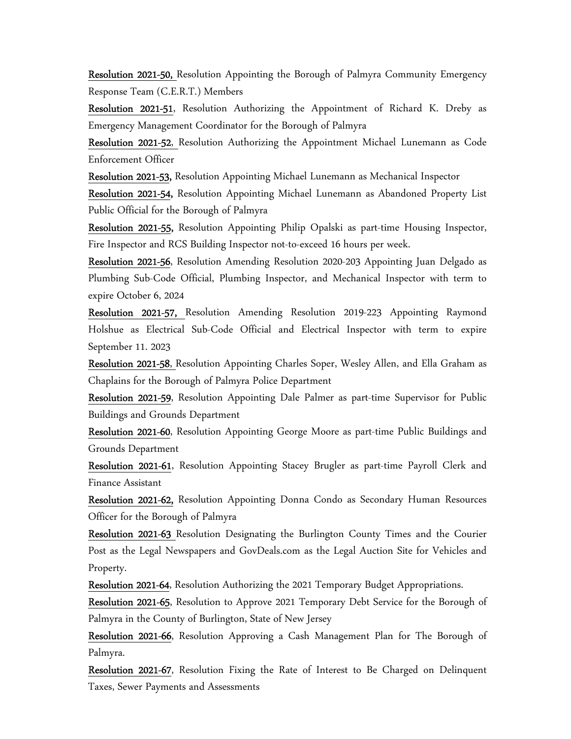**Resolution 2021-50,** Resolution Appointing the Borough of Palmyra Community Emergency Response Team (C.E.R.T.) Members

**Resolution 2021-51**, Resolution Authorizing the Appointment of Richard K. Dreby as Emergency Management Coordinator for the Borough of Palmyra

**Resolution 2021-52**, Resolution Authorizing the Appointment Michael Lunemann as Code Enforcement Officer

**Resolution 2021-53,** Resolution Appointing Michael Lunemann as Mechanical Inspector

**Resolution 2021-54,** Resolution Appointing Michael Lunemann as Abandoned Property List Public Official for the Borough of Palmyra

**Resolution 2021-55,** Resolution Appointing Philip Opalski as part-time Housing Inspector, Fire Inspector and RCS Building Inspector not-to-exceed 16 hours per week.

**Resolution 2021-56**, Resolution Amending Resolution 2020-203 Appointing Juan Delgado as Plumbing Sub-Code Official, Plumbing Inspector, and Mechanical Inspector with term to expire October 6, 2024

**Resolution 2021-57,** Resolution Amending Resolution 2019-223 Appointing Raymond Holshue as Electrical Sub-Code Official and Electrical Inspector with term to expire September 11. 2023

**Resolution 2021-58**, Resolution Appointing Charles Soper, Wesley Allen, and Ella Graham as Chaplains for the Borough of Palmyra Police Department

**Resolution 2021-59**, Resolution Appointing Dale Palmer as part-time Supervisor for Public Buildings and Grounds Department

**Resolution 2021-60**, Resolution Appointing George Moore as part-time Public Buildings and Grounds Department

**Resolution 2021-61**, Resolution Appointing Stacey Brugler as part-time Payroll Clerk and Finance Assistant

**Resolution 2021-62,** Resolution Appointing Donna Condo as Secondary Human Resources Officer for the Borough of Palmyra

**Resolution 2021-63** Resolution Designating the Burlington County Times and the Courier Post as the Legal Newspapers and GovDeals.com as the Legal Auction Site for Vehicles and Property.

**Resolution 2021-64**, Resolution Authorizing the 2021 Temporary Budget Appropriations.

**Resolution 2021-65**, Resolution to Approve 2021 Temporary Debt Service for the Borough of Palmyra in the County of Burlington, State of New Jersey

**Resolution 2021-66**, Resolution Approving a Cash Management Plan for The Borough of Palmyra.

**Resolution 2021-67**, Resolution Fixing the Rate of Interest to Be Charged on Delinquent Taxes, Sewer Payments and Assessments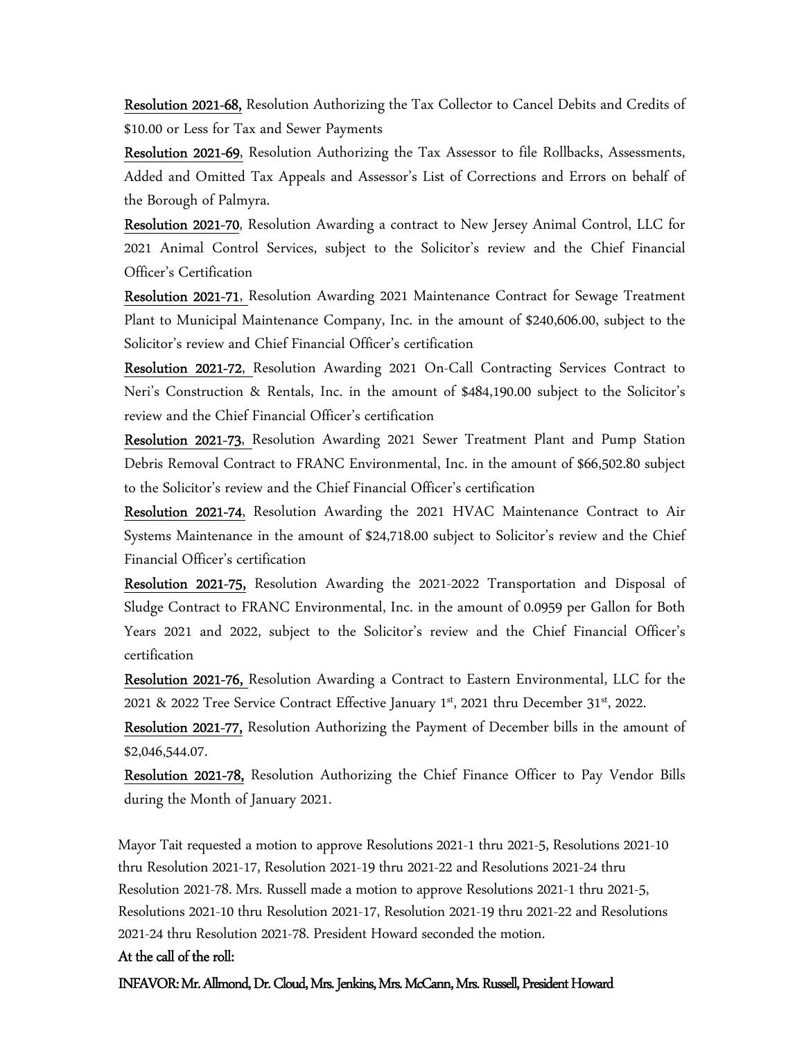**Resolution 2021-68,** Resolution Authorizing the Tax Collector to Cancel Debits and Credits of \$10.00 or Less for Tax and Sewer Payments

**Resolution 2021-69**, Resolution Authorizing the Tax Assessor to file Rollbacks, Assessments, Added and Omitted Tax Appeals and Assessor's List of Corrections and Errors on behalf of the Borough of Palmyra.

**Resolution 2021-70**, Resolution Awarding a contract to New Jersey Animal Control, LLC for 2021 Animal Control Services, subject to the Solicitor's review and the Chief Financial Officer's Certification

**Resolution 2021-71**, Resolution Awarding 2021 Maintenance Contract for Sewage Treatment Plant to Municipal Maintenance Company, Inc. in the amount of \$240,606.00, subject to the Solicitor's review and Chief Financial Officer's certification

**Resolution 2021-72**, Resolution Awarding 2021 On-Call Contracting Services Contract to Neri's Construction & Rentals, Inc. in the amount of \$484,190.00 subject to the Solicitor's review and the Chief Financial Officer's certification

**Resolution 2021-73**, Resolution Awarding 2021 Sewer Treatment Plant and Pump Station Debris Removal Contract to FRANC Environmental, Inc. in the amount of \$66,502.80 subject to the Solicitor's review and the Chief Financial Officer's certification

**Resolution 2021-74**, Resolution Awarding the 2021 HVAC Maintenance Contract to Air Systems Maintenance in the amount of \$24,718.00 subject to Solicitor's review and the Chief Financial Officer's certification

**Resolution 2021-75,** Resolution Awarding the 2021-2022 Transportation and Disposal of Sludge Contract to FRANC Environmental, Inc. in the amount of 0.0959 per Gallon for Both Years 2021 and 2022, subject to the Solicitor's review and the Chief Financial Officer's certification

**Resolution 2021-76,** Resolution Awarding a Contract to Eastern Environmental, LLC for the 2021 & 2022 Tree Service Contract Effective January 1st, 2021 thru December 31st, 2022.

**Resolution 2021-77,** Resolution Authorizing the Payment of December bills in the amount of \$2,046,544.07.

**Resolution 2021-78,** Resolution Authorizing the Chief Finance Officer to Pay Vendor Bills during the Month of January 2021.

Mayor Tait requested a motion to approve Resolutions 2021-1 thru 2021-5, Resolutions 2021-10 thru Resolution 2021-17, Resolution 2021-19 thru 2021-22 and Resolutions 2021-24 thru Resolution 2021-78. Mrs. Russell made a motion to approve Resolutions 2021-1 thru 2021-5, Resolutions 2021-10 thru Resolution 2021-17, Resolution 2021-19 thru 2021-22 and Resolutions 2021-24 thru Resolution 2021-78. President Howard seconded the motion.

**At the call of the roll:**

**INFAVOR: Mr. Allmond, Dr. Cloud, Mrs. Jenkins, Mrs. McCann, Mrs. Russell, President Howard**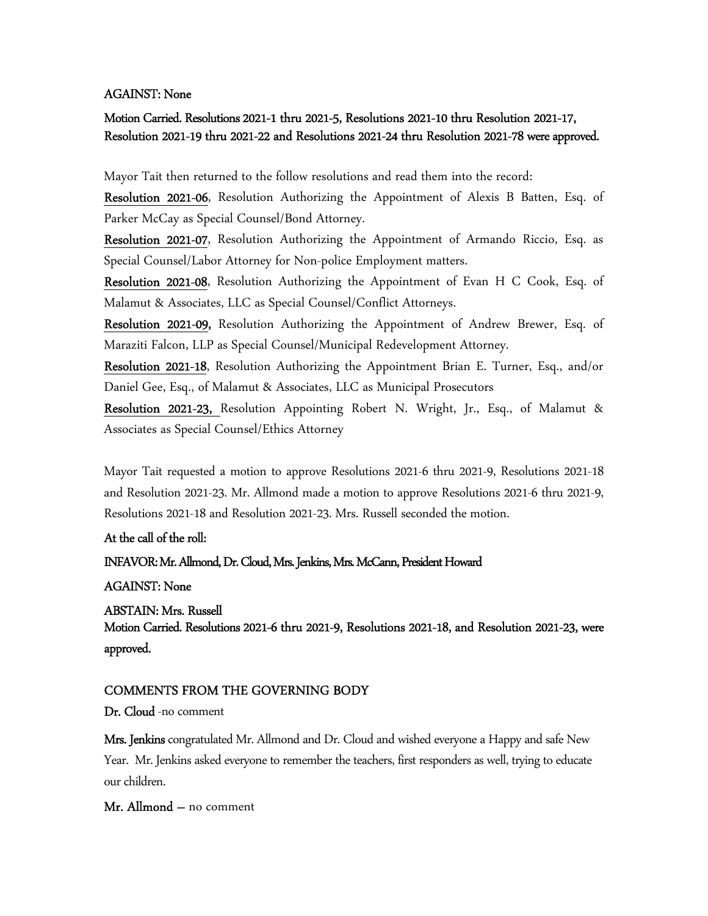**AGAINST: None**

**Motion Carried. Resolutions 2021-1 thru 2021-5, Resolutions 2021-10 thru Resolution 2021-17, Resolution 2021-19 thru 2021-22 and Resolutions 2021-24 thru Resolution 2021-78 were approved.**

Mayor Tait then returned to the follow resolutions and read them into the record:

**Resolution 2021-06**, Resolution Authorizing the Appointment of Alexis B Batten, Esq. of Parker McCay as Special Counsel/Bond Attorney.

**Resolution 2021-07**, Resolution Authorizing the Appointment of Armando Riccio, Esq. as Special Counsel/Labor Attorney for Non-police Employment matters.

**Resolution 2021-08**, Resolution Authorizing the Appointment of Evan H C Cook, Esq. of Malamut & Associates, LLC as Special Counsel/Conflict Attorneys.

**Resolution 2021-09,** Resolution Authorizing the Appointment of Andrew Brewer, Esq. of Maraziti Falcon, LLP as Special Counsel/Municipal Redevelopment Attorney.

**Resolution 2021-18**, Resolution Authorizing the Appointment Brian E. Turner, Esq., and/or Daniel Gee, Esq., of Malamut & Associates, LLC as Municipal Prosecutors

**Resolution 2021-23,** Resolution Appointing Robert N. Wright, Jr., Esq., of Malamut & Associates as Special Counsel/Ethics Attorney

Mayor Tait requested a motion to approve Resolutions 2021-6 thru 2021-9, Resolutions 2021-18 and Resolution 2021-23. Mr. Allmond made a motion to approve Resolutions 2021-6 thru 2021-9, Resolutions 2021-18 and Resolution 2021-23. Mrs. Russell seconded the motion.

**At the call of the roll:**

**INFAVOR: Mr. Allmond, Dr. Cloud, Mrs. Jenkins, Mrs. McCann, President Howard**

**AGAINST: None**

**ABSTAIN: Mrs. Russell**

**Motion Carried. Resolutions 2021-6 thru 2021-9, Resolutions 2021-18, and Resolution 2021-23, were approved.**

## COMMENTS FROM THE GOVERNING BODY

**Dr. Cloud** -no comment

**Mrs. Jenkins** congratulated Mr. Allmond and Dr. Cloud and wished everyone a Happy and safe New Year. Mr. Jenkins asked everyone to remember the teachers, first responders as well, trying to educate our children.

**Mr. Allmond** – no comment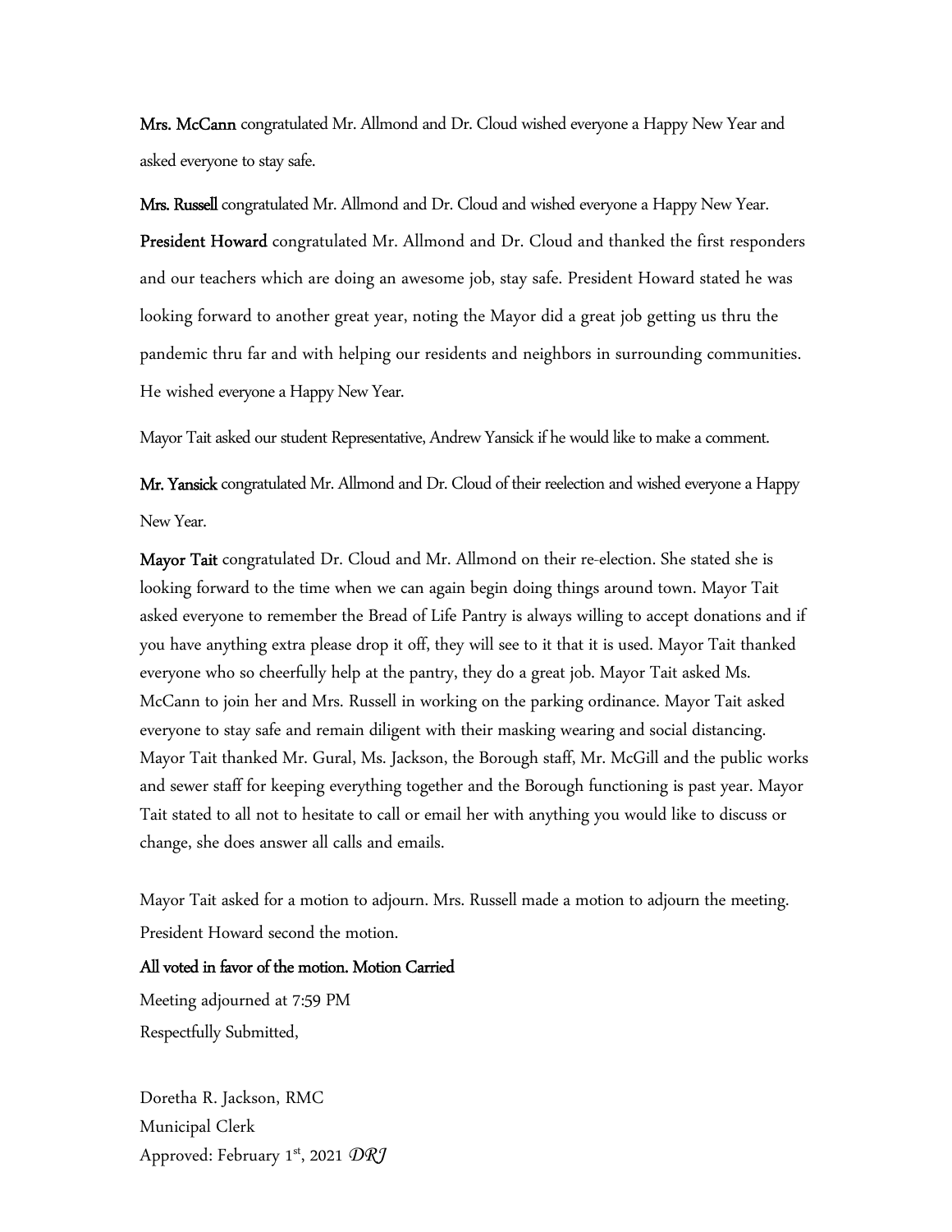**Mrs. McCann** congratulated Mr. Allmond and Dr. Cloud wished everyone a Happy New Year and asked everyone to stay safe.

**Mrs. Russell** congratulated Mr. Allmond and Dr. Cloud and wished everyone a Happy New Year.

**President Howard** congratulated Mr. Allmond and Dr. Cloud and thanked the first responders and our teachers which are doing an awesome job, stay safe. President Howard stated he was looking forward to another great year, noting the Mayor did a great job getting us thru the pandemic thru far and with helping our residents and neighbors in surrounding communities. He wished everyone a Happy New Year.

Mayor Tait asked our student Representative, Andrew Yansick if he would like to make a comment.

**Mr. Yansick** congratulated Mr. Allmond and Dr. Cloud of their reelection and wished everyone a Happy New Year.

**Mayor Tait** congratulated Dr. Cloud and Mr. Allmond on their re-election. She stated she is looking forward to the time when we can again begin doing things around town. Mayor Tait asked everyone to remember the Bread of Life Pantry is always willing to accept donations and if you have anything extra please drop it off, they will see to it that it is used. Mayor Tait thanked everyone who so cheerfully help at the pantry, they do a great job. Mayor Tait asked Ms. McCann to join her and Mrs. Russell in working on the parking ordinance. Mayor Tait asked everyone to stay safe and remain diligent with their masking wearing and social distancing. Mayor Tait thanked Mr. Gural, Ms. Jackson, the Borough staff, Mr. McGill and the public works and sewer staff for keeping everything together and the Borough functioning is past year. Mayor Tait stated to all not to hesitate to call or email her with anything you would like to discuss or change, she does answer all calls and emails.

Mayor Tait asked for a motion to adjourn. Mrs. Russell made a motion to adjourn the meeting. President Howard second the motion.

**All voted in favor of the motion. Motion Carried**

Meeting adjourned at 7:59 PM

Respectfully Submitted,

Doretha R. Jackson, RMC
Municipal Clerk
Approved: February 1st, 2021 *DRJ*